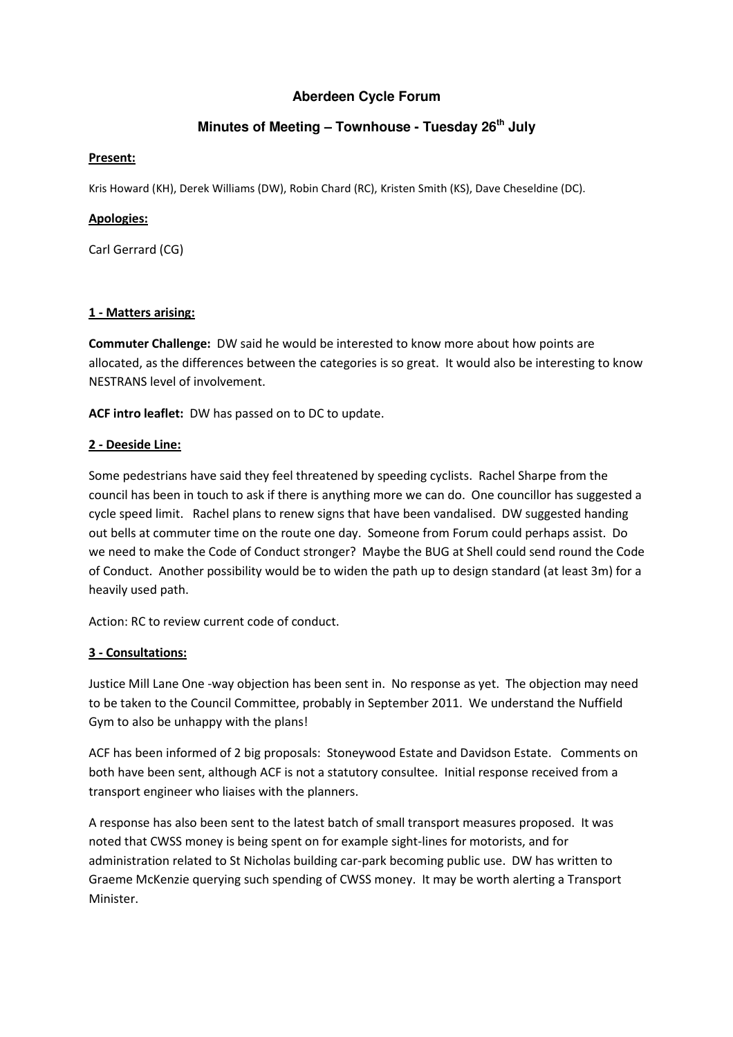# Aberdeen Cycle Forum

## Minutes of Meeting – Townhouse - Tuesday 26th July

**Present:**

Kris Howard (KH), Derek Williams (DW), Robin Chard (RC), Kristen Smith (KS), Dave Cheseldine (DC).

**Apologies:**

Carl Gerrard (CG)

**1 - Matters arising:**

**Commuter Challenge:** DW said he would be interested to know more about how points are allocated, as the differences between the categories is so great. It would also be interesting to know NESTRANS level of involvement.

**ACF intro leaflet:** DW has passed on to DC to update.

**2 - Deeside Line:**

Some pedestrians have said they feel threatened by speeding cyclists. Rachel Sharpe from the council has been in touch to ask if there is anything more we can do. One councillor has suggested a cycle speed limit. Rachel plans to renew signs that have been vandalised. DW suggested handing out bells at commuter time on the route one day. Someone from Forum could perhaps assist. Do we need to make the Code of Conduct stronger? Maybe the BUG at Shell could send round the Code of Conduct. Another possibility would be to widen the path up to design standard (at least 3m) for a heavily used path.

Action: RC to review current code of conduct.

**3 - Consultations:**

Justice Mill Lane One -way objection has been sent in. No response as yet. The objection may need to be taken to the Council Committee, probably in September 2011. We understand the Nuffield Gym to also be unhappy with the plans!

ACF has been informed of 2 big proposals: Stoneywood Estate and Davidson Estate. Comments on both have been sent, although ACF is not a statutory consultee. Initial response received from a transport engineer who liaises with the planners.

A response has also been sent to the latest batch of small transport measures proposed. It was noted that CWSS money is being spent on for example sight-lines for motorists, and for administration related to St Nicholas building car-park becoming public use. DW has written to Graeme McKenzie querying such spending of CWSS money. It may be worth alerting a Transport Minister.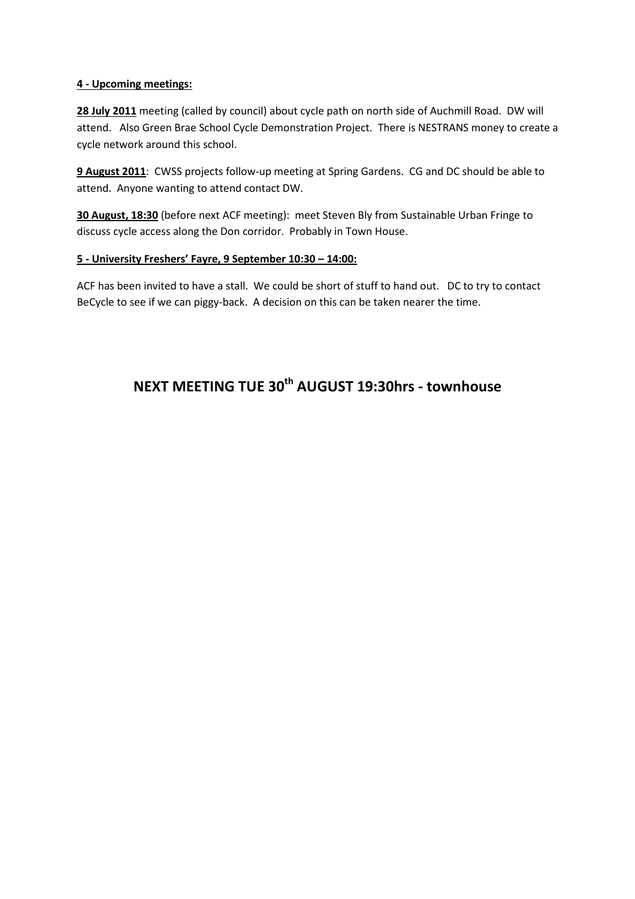**4 - Upcoming meetings:**

**28 July 2011** meeting (called by council) about cycle path on north side of Auchmill Road. DW will attend. Also Green Brae School Cycle Demonstration Project. There is NESTRANS money to create a cycle network around this school.

**9 August 2011**: CWSS projects follow-up meeting at Spring Gardens. CG and DC should be able to attend. Anyone wanting to attend contact DW.

**30 August, 18:30** (before next ACF meeting): meet Steven Bly from Sustainable Urban Fringe to discuss cycle access along the Don corridor. Probably in Town House.

**5 - University Freshers' Fayre, 9 September 10:30 – 14:00:**

ACF has been invited to have a stall. We could be short of stuff to hand out. DC to try to contact BeCycle to see if we can piggy-back. A decision on this can be taken nearer the time.

## NEXT MEETING TUE 30th AUGUST 19:30hrs - townhouse